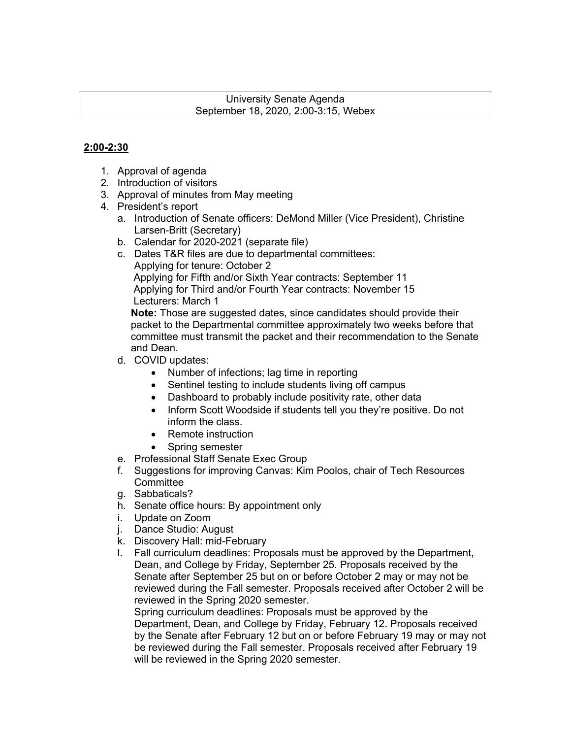University Senate Agenda
September 18, 2020, 2:00-3:15, Webex

**2:00-2:30**

1. Approval of agenda
2. Introduction of visitors
3. Approval of minutes from May meeting
4. President's report
   a. Introduction of Senate officers: DeMond Miller (Vice President), Christine Larsen-Britt (Secretary)
   b. Calendar for 2020-2021 (separate file)
   c. Dates T&R files are due to departmental committees:
      Applying for tenure: October 2
      Applying for Fifth and/or Sixth Year contracts: September 11
      Applying for Third and/or Fourth Year contracts: November 15
      Lecturers: March 1
      **Note:** Those are suggested dates, since candidates should provide their packet to the Departmental committee approximately two weeks before that committee must transmit the packet and their recommendation to the Senate and Dean.
   d. COVID updates:
      - Number of infections; lag time in reporting
      - Sentinel testing to include students living off campus
      - Dashboard to probably include positivity rate, other data
      - Inform Scott Woodside if students tell you they're positive. Do not inform the class.
      - Remote instruction
      - Spring semester
   e. Professional Staff Senate Exec Group
   f. Suggestions for improving Canvas: Kim Poolos, chair of Tech Resources Committee
   g. Sabbaticals?
   h. Senate office hours: By appointment only
   i. Update on Zoom
   j. Dance Studio: August
   k. Discovery Hall: mid-February
   l. Fall curriculum deadlines: Proposals must be approved by the Department, Dean, and College by Friday, September 25. Proposals received by the Senate after September 25 but on or before October 2 may or may not be reviewed during the Fall semester. Proposals received after October 2 will be reviewed in the Spring 2020 semester.
      Spring curriculum deadlines: Proposals must be approved by the Department, Dean, and College by Friday, February 12. Proposals received by the Senate after February 12 but on or before February 19 may or may not be reviewed during the Fall semester. Proposals received after February 19 will be reviewed in the Spring 2020 semester.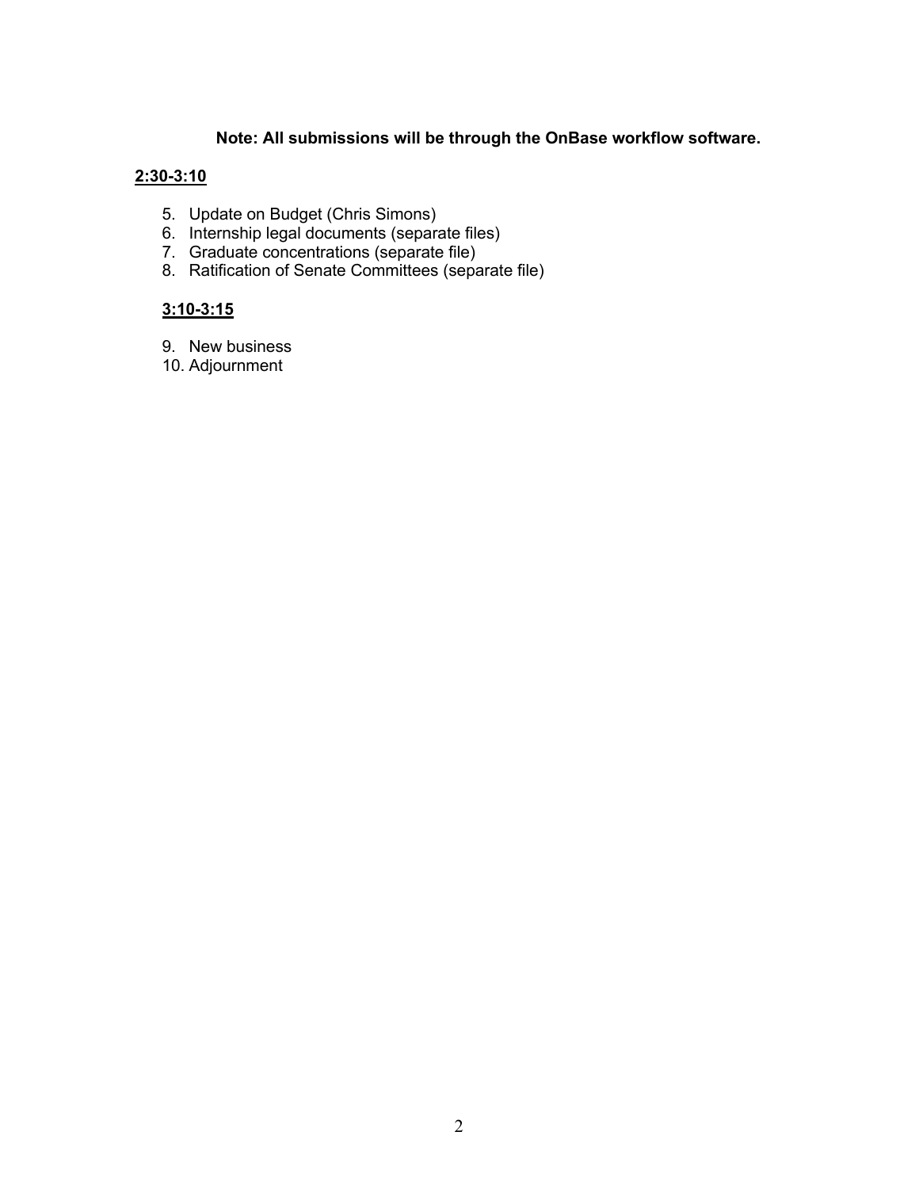**Note: All submissions will be through the OnBase workflow software.**

**<u>2:30-3:10</u>**

5. Update on Budget (Chris Simons)
6. Internship legal documents (separate files)
7. Graduate concentrations (separate file)
8. Ratification of Senate Committees (separate file)

**<u>3:10-3:15</u>**

9. New business
10. Adjournment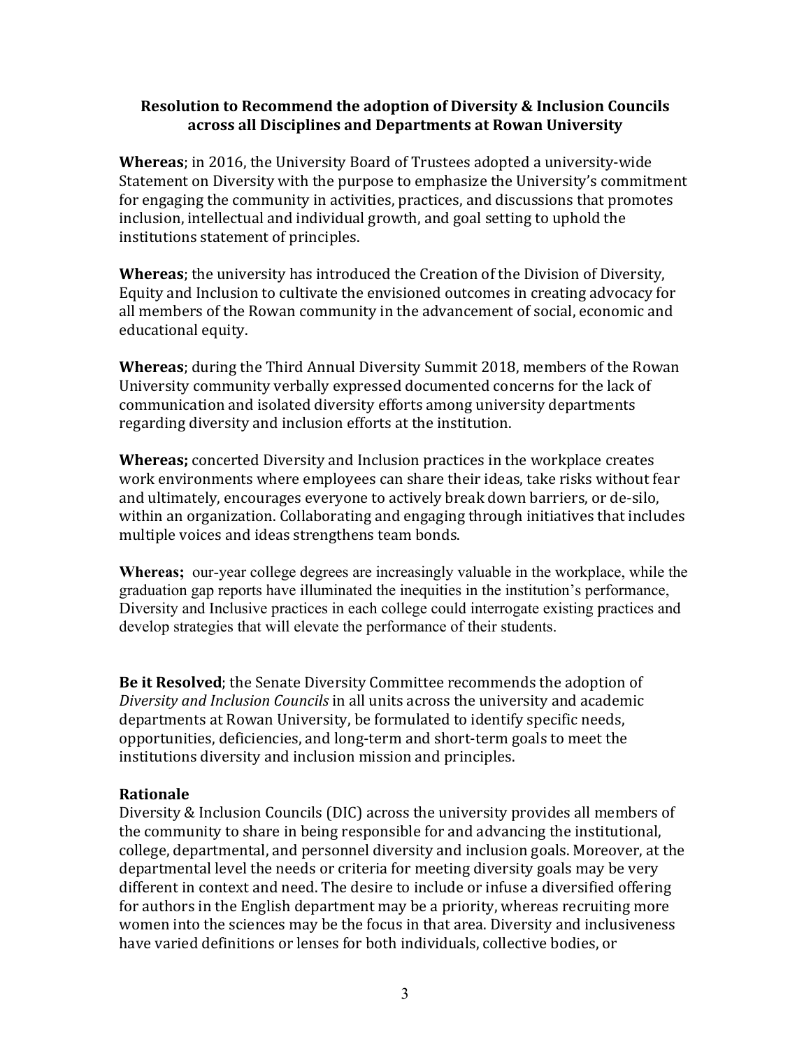**Resolution to Recommend the adoption of Diversity & Inclusion Councils across all Disciplines and Departments at Rowan University**

**Whereas**; in 2016, the University Board of Trustees adopted a university-wide Statement on Diversity with the purpose to emphasize the University's commitment for engaging the community in activities, practices, and discussions that promotes inclusion, intellectual and individual growth, and goal setting to uphold the institutions statement of principles.

**Whereas**; the university has introduced the Creation of the Division of Diversity, Equity and Inclusion to cultivate the envisioned outcomes in creating advocacy for all members of the Rowan community in the advancement of social, economic and educational equity.

**Whereas**; during the Third Annual Diversity Summit 2018, members of the Rowan University community verbally expressed documented concerns for the lack of communication and isolated diversity efforts among university departments regarding diversity and inclusion efforts at the institution.

**Whereas;** concerted Diversity and Inclusion practices in the workplace creates work environments where employees can share their ideas, take risks without fear and ultimately, encourages everyone to actively break down barriers, or de-silo, within an organization. Collaborating and engaging through initiatives that includes multiple voices and ideas strengthens team bonds.

**Whereas;** our-year college degrees are increasingly valuable in the workplace, while the graduation gap reports have illuminated the inequities in the institution's performance, Diversity and Inclusive practices in each college could interrogate existing practices and develop strategies that will elevate the performance of their students.

**Be it Resolved**; the Senate Diversity Committee recommends the adoption of *Diversity and Inclusion Councils* in all units across the university and academic departments at Rowan University, be formulated to identify specific needs, opportunities, deficiencies, and long-term and short-term goals to meet the institutions diversity and inclusion mission and principles.

**Rationale**

Diversity & Inclusion Councils (DIC) across the university provides all members of the community to share in being responsible for and advancing the institutional, college, departmental, and personnel diversity and inclusion goals. Moreover, at the departmental level the needs or criteria for meeting diversity goals may be very different in context and need. The desire to include or infuse a diversified offering for authors in the English department may be a priority, whereas recruiting more women into the sciences may be the focus in that area. Diversity and inclusiveness have varied definitions or lenses for both individuals, collective bodies, or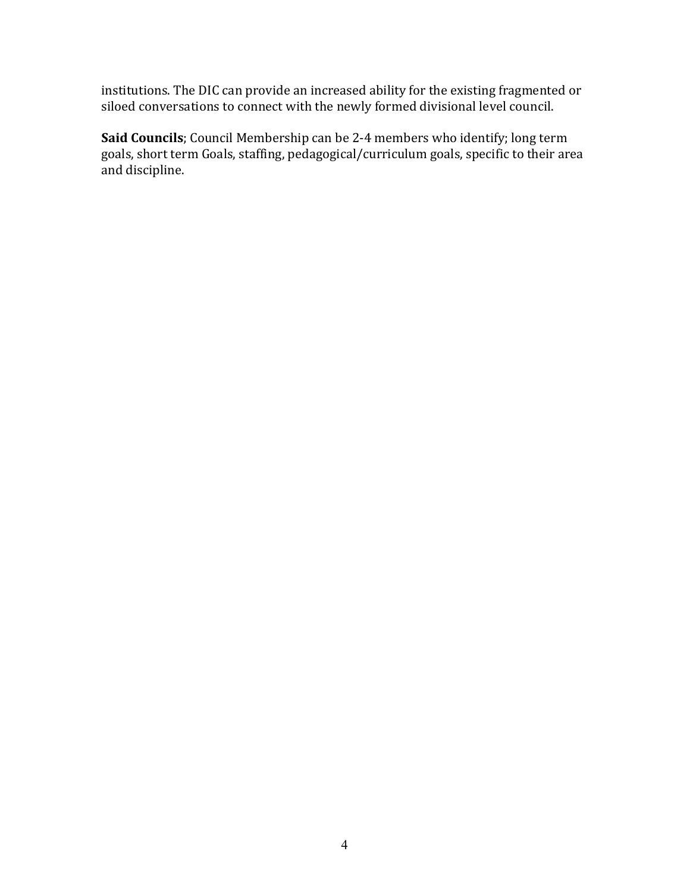institutions. The DIC can provide an increased ability for the existing fragmented or siloed conversations to connect with the newly formed divisional level council.

**Said Councils**; Council Membership can be 2-4 members who identify; long term goals, short term Goals, staffing, pedagogical/curriculum goals, specific to their area and discipline.